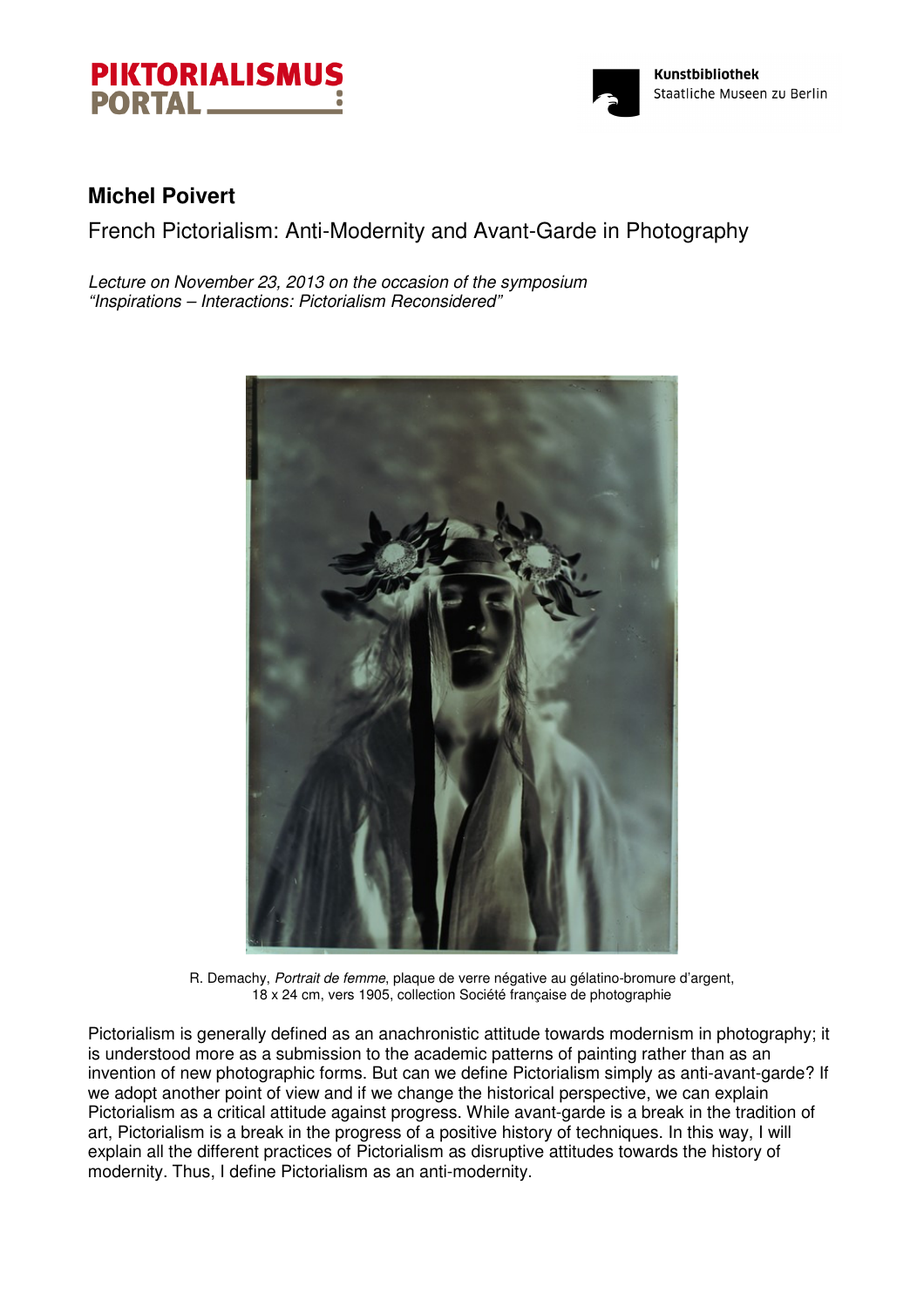# Michel Poivert

## French Pictorialism: Anti-Modernity and Avant-Garde in Photography

*Lecture on November 23, 2013 on the occasion of the symposium "Inspirations – Interactions: Pictorialism Reconsidered"*

R. Demachy, *Portrait de femme*, plaque de verre négative au gélatino-bromure d'argent, 18 x 24 cm, vers 1905, collection Société française de photographie

Pictorialism is generally defined as an anachronistic attitude towards modernism in photography; it is understood more as a submission to the academic patterns of painting rather than as an invention of new photographic forms. But can we define Pictorialism simply as anti-avant-garde? If we adopt another point of view and if we change the historical perspective, we can explain Pictorialism as a critical attitude against progress. While avant-garde is a break in the tradition of art, Pictorialism is a break in the progress of a positive history of techniques. In this way, I will explain all the different practices of Pictorialism as disruptive attitudes towards the history of modernity. Thus, I define Pictorialism as an anti-modernity.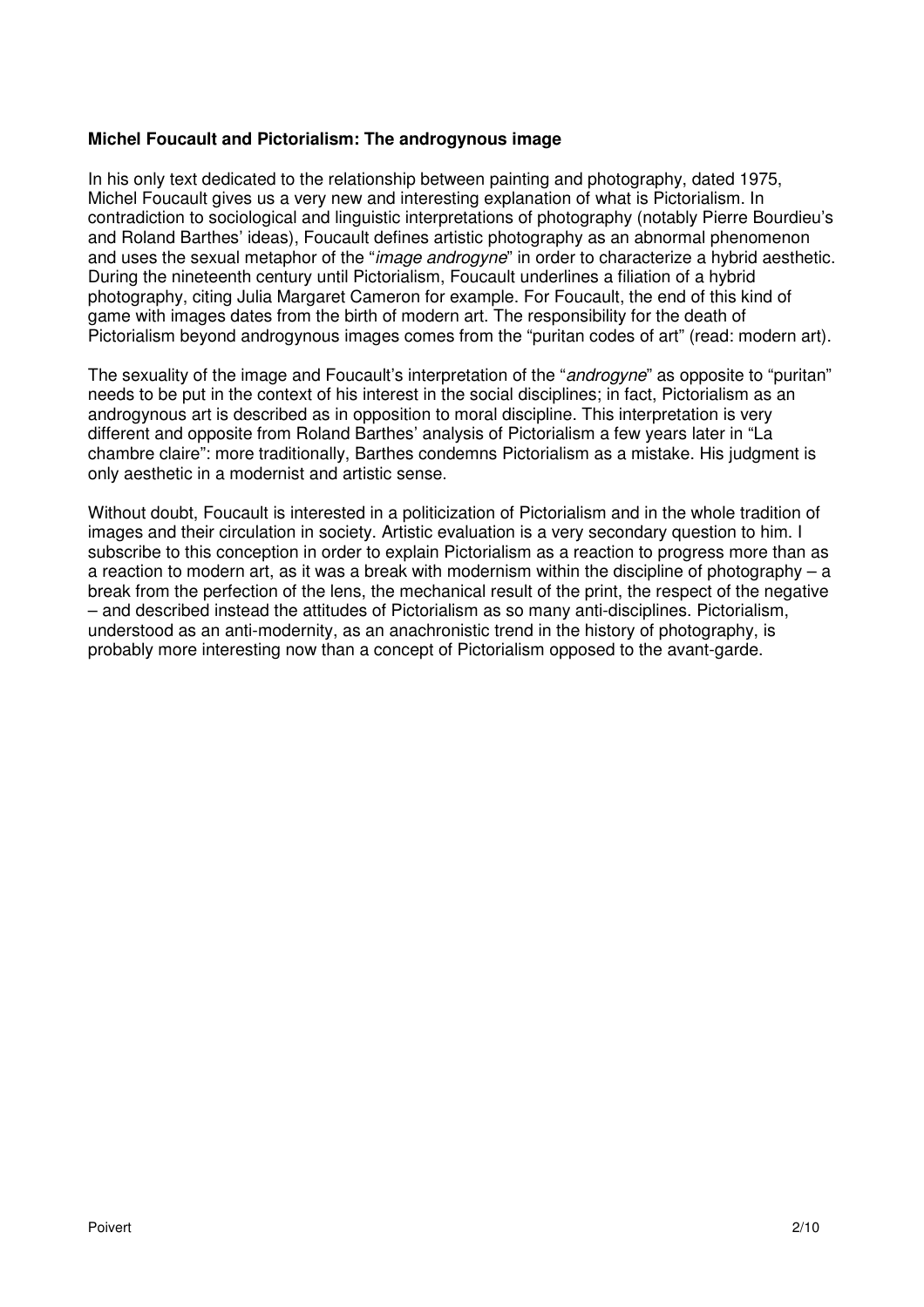**Michel Foucault and Pictorialism: The androgynous image**

In his only text dedicated to the relationship between painting and photography, dated 1975, Michel Foucault gives us a very new and interesting explanation of what is Pictorialism. In contradiction to sociological and linguistic interpretations of photography (notably Pierre Bourdieu's and Roland Barthes' ideas), Foucault defines artistic photography as an abnormal phenomenon and uses the sexual metaphor of the "*image androgyne*" in order to characterize a hybrid aesthetic. During the nineteenth century until Pictorialism, Foucault underlines a filiation of a hybrid photography, citing Julia Margaret Cameron for example. For Foucault, the end of this kind of game with images dates from the birth of modern art. The responsibility for the death of Pictorialism beyond androgynous images comes from the "puritan codes of art" (read: modern art).

The sexuality of the image and Foucault's interpretation of the "*androgyne*" as opposite to "puritan" needs to be put in the context of his interest in the social disciplines; in fact, Pictorialism as an androgynous art is described as in opposition to moral discipline. This interpretation is very different and opposite from Roland Barthes' analysis of Pictorialism a few years later in "La chambre claire": more traditionally, Barthes condemns Pictorialism as a mistake. His judgment is only aesthetic in a modernist and artistic sense.

Without doubt, Foucault is interested in a politicization of Pictorialism and in the whole tradition of images and their circulation in society. Artistic evaluation is a very secondary question to him. I subscribe to this conception in order to explain Pictorialism as a reaction to progress more than as a reaction to modern art, as it was a break with modernism within the discipline of photography – a break from the perfection of the lens, the mechanical result of the print, the respect of the negative – and described instead the attitudes of Pictorialism as so many anti-disciplines. Pictorialism, understood as an anti-modernity, as an anachronistic trend in the history of photography, is probably more interesting now than a concept of Pictorialism opposed to the avant-garde.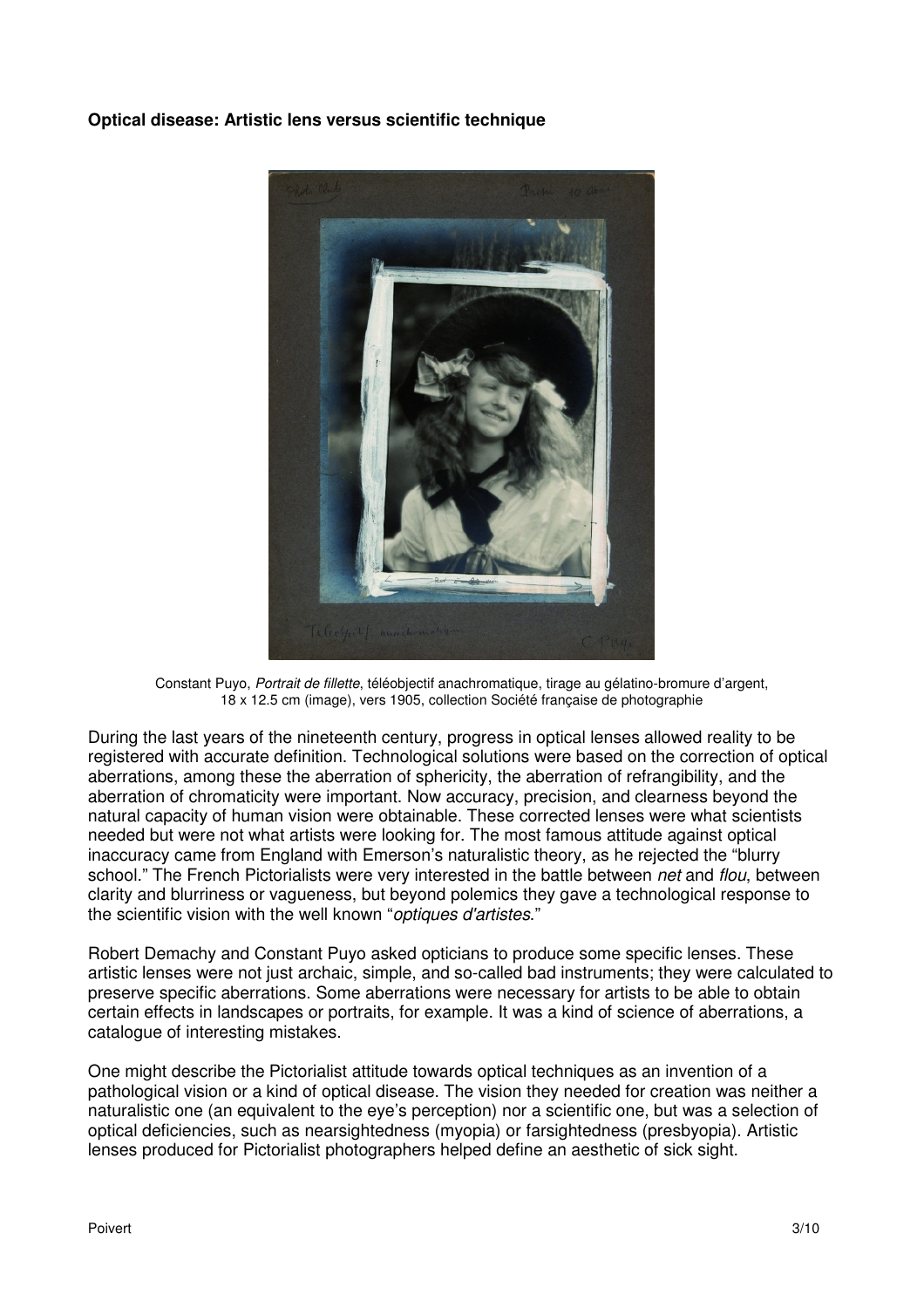**Optical disease: Artistic lens versus scientific technique**

Constant Puyo, *Portrait de fillette*, téléobjectif anachromatique, tirage au gélatino-bromure d'argent, 18 x 12.5 cm (image), vers 1905, collection Société française de photographie

During the last years of the nineteenth century, progress in optical lenses allowed reality to be registered with accurate definition. Technological solutions were based on the correction of optical aberrations, among these the aberration of sphericity, the aberration of refrangibility, and the aberration of chromaticity were important. Now accuracy, precision, and clearness beyond the natural capacity of human vision were obtainable. These corrected lenses were what scientists needed but were not what artists were looking for. The most famous attitude against optical inaccuracy came from England with Emerson's naturalistic theory, as he rejected the "blurry school." The French Pictorialists were very interested in the battle between *net* and *flou*, between clarity and blurriness or vagueness, but beyond polemics they gave a technological response to the scientific vision with the well known "*optiques d'artistes*."

Robert Demachy and Constant Puyo asked opticians to produce some specific lenses. These artistic lenses were not just archaic, simple, and so-called bad instruments; they were calculated to preserve specific aberrations. Some aberrations were necessary for artists to be able to obtain certain effects in landscapes or portraits, for example. It was a kind of science of aberrations, a catalogue of interesting mistakes.

One might describe the Pictorialist attitude towards optical techniques as an invention of a pathological vision or a kind of optical disease. The vision they needed for creation was neither a naturalistic one (an equivalent to the eye's perception) nor a scientific one, but was a selection of optical deficiencies, such as nearsightedness (myopia) or farsightedness (presbyopia). Artistic lenses produced for Pictorialist photographers helped define an aesthetic of sick sight.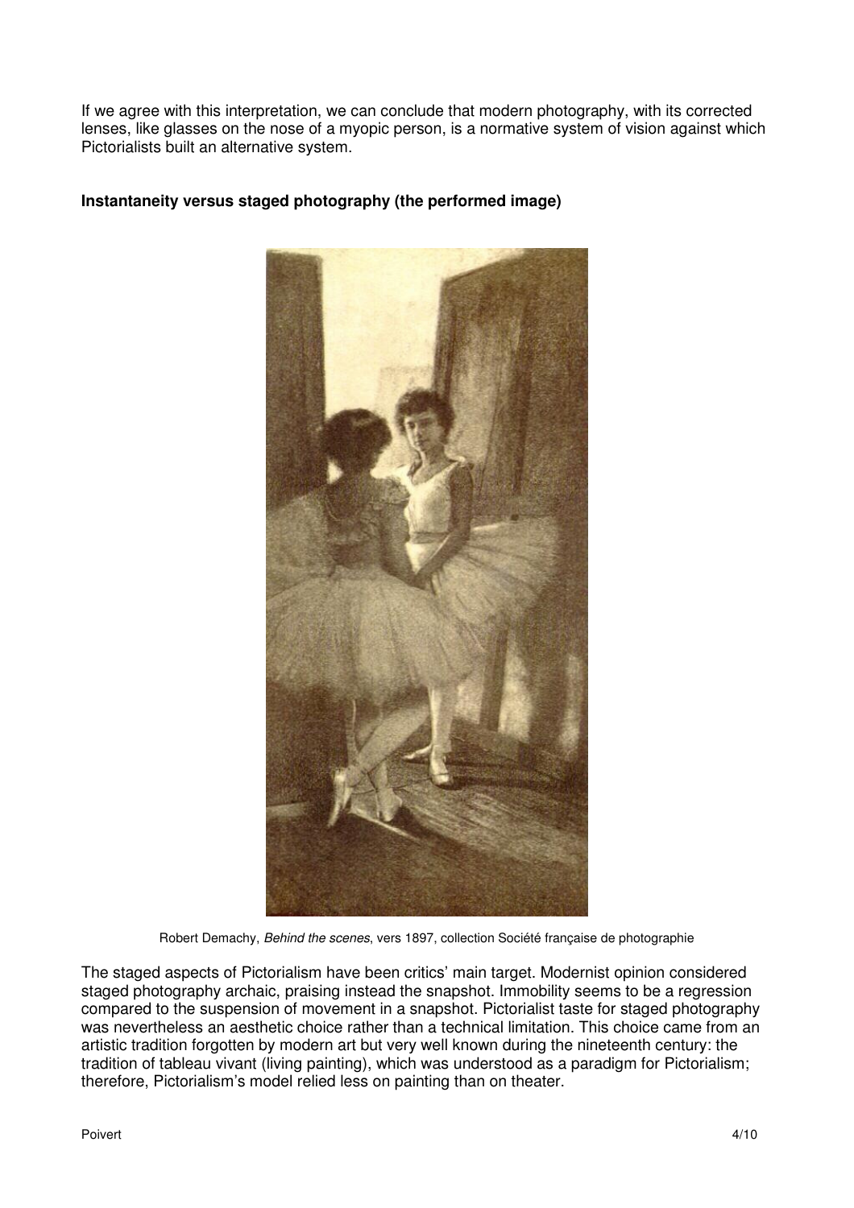If we agree with this interpretation, we can conclude that modern photography, with its corrected lenses, like glasses on the nose of a myopic person, is a normative system of vision against which Pictorialists built an alternative system.

**Instantaneity versus staged photography (the performed image)**

Robert Demachy, *Behind the scenes*, vers 1897, collection Société française de photographie

The staged aspects of Pictorialism have been critics' main target. Modernist opinion considered staged photography archaic, praising instead the snapshot. Immobility seems to be a regression compared to the suspension of movement in a snapshot. Pictorialist taste for staged photography was nevertheless an aesthetic choice rather than a technical limitation. This choice came from an artistic tradition forgotten by modern art but very well known during the nineteenth century: the tradition of tableau vivant (living painting), which was understood as a paradigm for Pictorialism; therefore, Pictorialism's model relied less on painting than on theater.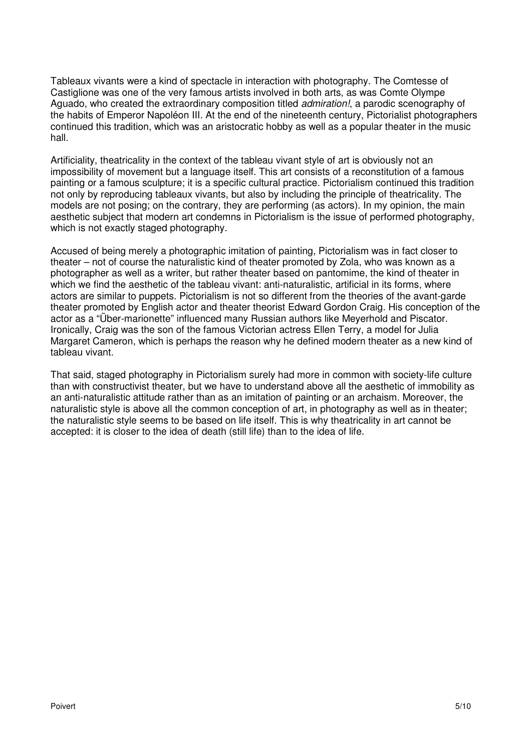Tableaux vivants were a kind of spectacle in interaction with photography. The Comtesse of Castiglione was one of the very famous artists involved in both arts, as was Comte Olympe Aguado, who created the extraordinary composition titled *admiration!*, a parodic scenography of the habits of Emperor Napoléon III. At the end of the nineteenth century, Pictorialist photographers continued this tradition, which was an aristocratic hobby as well as a popular theater in the music hall.

Artificiality, theatricality in the context of the tableau vivant style of art is obviously not an impossibility of movement but a language itself. This art consists of a reconstitution of a famous painting or a famous sculpture; it is a specific cultural practice. Pictorialism continued this tradition not only by reproducing tableaux vivants, but also by including the principle of theatricality. The models are not posing; on the contrary, they are performing (as actors). In my opinion, the main aesthetic subject that modern art condemns in Pictorialism is the issue of performed photography, which is not exactly staged photography.

Accused of being merely a photographic imitation of painting, Pictorialism was in fact closer to theater – not of course the naturalistic kind of theater promoted by Zola, who was known as a photographer as well as a writer, but rather theater based on pantomime, the kind of theater in which we find the aesthetic of the tableau vivant: anti-naturalistic, artificial in its forms, where actors are similar to puppets. Pictorialism is not so different from the theories of the avant-garde theater promoted by English actor and theater theorist Edward Gordon Craig. His conception of the actor as a "Über-marionette" influenced many Russian authors like Meyerhold and Piscator. Ironically, Craig was the son of the famous Victorian actress Ellen Terry, a model for Julia Margaret Cameron, which is perhaps the reason why he defined modern theater as a new kind of tableau vivant.

That said, staged photography in Pictorialism surely had more in common with society-life culture than with constructivist theater, but we have to understand above all the aesthetic of immobility as an anti-naturalistic attitude rather than as an imitation of painting or an archaism. Moreover, the naturalistic style is above all the common conception of art, in photography as well as in theater; the naturalistic style seems to be based on life itself. This is why theatricality in art cannot be accepted: it is closer to the idea of death (still life) than to the idea of life.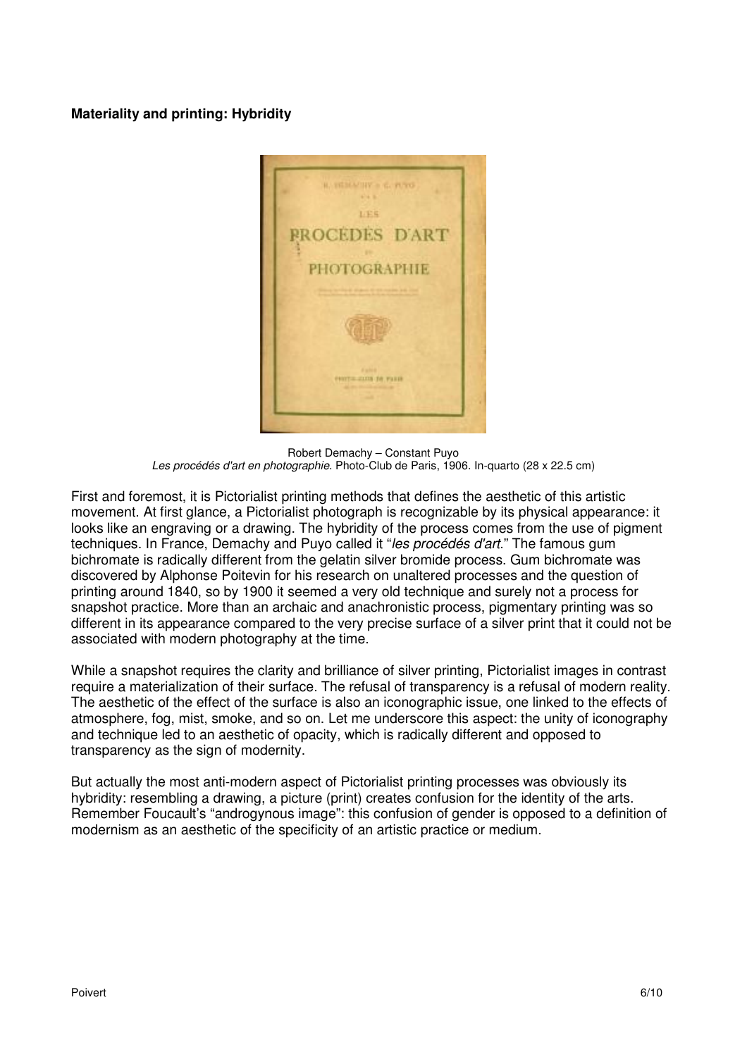**Materiality and printing: Hybridity**

Robert Demachy – Constant Puyo
*Les procédés d'art en photographie*. Photo-Club de Paris, 1906. In-quarto (28 x 22.5 cm)

First and foremost, it is Pictorialist printing methods that defines the aesthetic of this artistic movement. At first glance, a Pictorialist photograph is recognizable by its physical appearance: it looks like an engraving or a drawing. The hybridity of the process comes from the use of pigment techniques. In France, Demachy and Puyo called it "*les procédés d'art*." The famous gum bichromate is radically different from the gelatin silver bromide process. Gum bichromate was discovered by Alphonse Poitevin for his research on unaltered processes and the question of printing around 1840, so by 1900 it seemed a very old technique and surely not a process for snapshot practice. More than an archaic and anachronistic process, pigmentary printing was so different in its appearance compared to the very precise surface of a silver print that it could not be associated with modern photography at the time.

While a snapshot requires the clarity and brilliance of silver printing, Pictorialist images in contrast require a materialization of their surface. The refusal of transparency is a refusal of modern reality. The aesthetic of the effect of the surface is also an iconographic issue, one linked to the effects of atmosphere, fog, mist, smoke, and so on. Let me underscore this aspect: the unity of iconography and technique led to an aesthetic of opacity, which is radically different and opposed to transparency as the sign of modernity.

But actually the most anti-modern aspect of Pictorialist printing processes was obviously its hybridity: resembling a drawing, a picture (print) creates confusion for the identity of the arts. Remember Foucault's "androgynous image": this confusion of gender is opposed to a definition of modernism as an aesthetic of the specificity of an artistic practice or medium.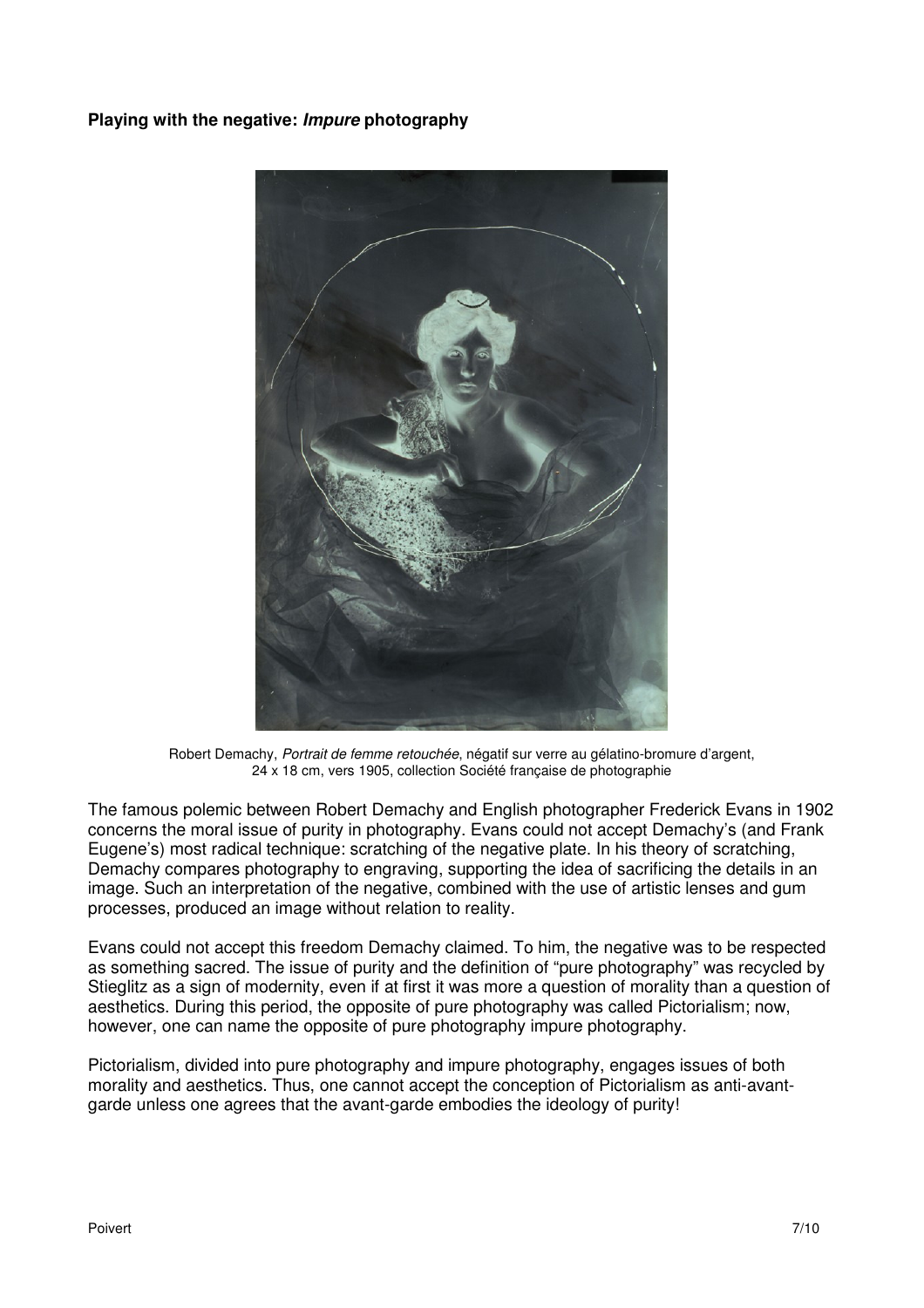**Playing with the negative: *Impure* photography**

Robert Demachy, *Portrait de femme retouchée*, négatif sur verre au gélatino-bromure d'argent, 24 x 18 cm, vers 1905, collection Société française de photographie

The famous polemic between Robert Demachy and English photographer Frederick Evans in 1902 concerns the moral issue of purity in photography. Evans could not accept Demachy's (and Frank Eugene's) most radical technique: scratching of the negative plate. In his theory of scratching, Demachy compares photography to engraving, supporting the idea of sacrificing the details in an image. Such an interpretation of the negative, combined with the use of artistic lenses and gum processes, produced an image without relation to reality.

Evans could not accept this freedom Demachy claimed. To him, the negative was to be respected as something sacred. The issue of purity and the definition of "pure photography" was recycled by Stieglitz as a sign of modernity, even if at first it was more a question of morality than a question of aesthetics. During this period, the opposite of pure photography was called Pictorialism; now, however, one can name the opposite of pure photography impure photography.

Pictorialism, divided into pure photography and impure photography, engages issues of both morality and aesthetics. Thus, one cannot accept the conception of Pictorialism as anti-avant-garde unless one agrees that the avant-garde embodies the ideology of purity!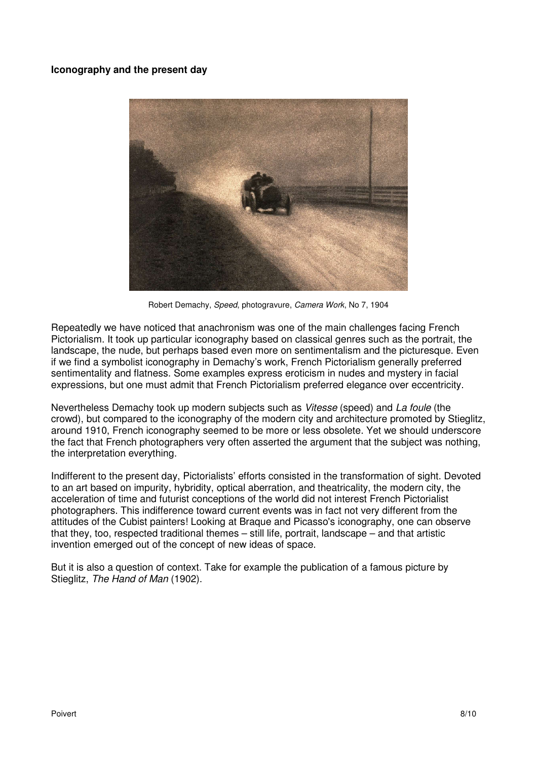**Iconography and the present day**

Robert Demachy, *Speed*, photogravure, *Camera Work*, No 7, 1904

Repeatedly we have noticed that anachronism was one of the main challenges facing French Pictorialism. It took up particular iconography based on classical genres such as the portrait, the landscape, the nude, but perhaps based even more on sentimentalism and the picturesque. Even if we find a symbolist iconography in Demachy's work, French Pictorialism generally preferred sentimentality and flatness. Some examples express eroticism in nudes and mystery in facial expressions, but one must admit that French Pictorialism preferred elegance over eccentricity.

Nevertheless Demachy took up modern subjects such as *Vitesse* (speed) and *La foule* (the crowd), but compared to the iconography of the modern city and architecture promoted by Stieglitz, around 1910, French iconography seemed to be more or less obsolete. Yet we should underscore the fact that French photographers very often asserted the argument that the subject was nothing, the interpretation everything.

Indifferent to the present day, Pictorialists' efforts consisted in the transformation of sight. Devoted to an art based on impurity, hybridity, optical aberration, and theatricality, the modern city, the acceleration of time and futurist conceptions of the world did not interest French Pictorialist photographers. This indifference toward current events was in fact not very different from the attitudes of the Cubist painters! Looking at Braque and Picasso's iconography, one can observe that they, too, respected traditional themes – still life, portrait, landscape – and that artistic invention emerged out of the concept of new ideas of space.

But it is also a question of context. Take for example the publication of a famous picture by Stieglitz, *The Hand of Man* (1902).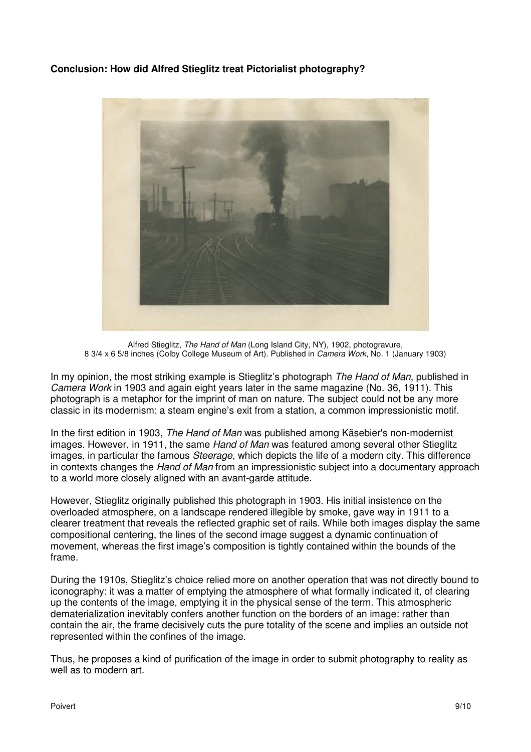**Conclusion: How did Alfred Stieglitz treat Pictorialist photography?**

Alfred Stieglitz, *The Hand of Man* (Long Island City, NY), 1902, photogravure, 8 3/4 x 6 5/8 inches (Colby College Museum of Art). Published in *Camera Work*, No. 1 (January 1903)

In my opinion, the most striking example is Stieglitz's photograph *The Hand of Man*, published in *Camera Work* in 1903 and again eight years later in the same magazine (No. 36, 1911). This photograph is a metaphor for the imprint of man on nature. The subject could not be any more classic in its modernism: a steam engine's exit from a station, a common impressionistic motif.

In the first edition in 1903, *The Hand of Man* was published among Käsebier's non-modernist images. However, in 1911, the same *Hand of Man* was featured among several other Stieglitz images, in particular the famous *Steerage*, which depicts the life of a modern city. This difference in contexts changes the *Hand of Man* from an impressionistic subject into a documentary approach to a world more closely aligned with an avant-garde attitude.

However, Stieglitz originally published this photograph in 1903. His initial insistence on the overloaded atmosphere, on a landscape rendered illegible by smoke, gave way in 1911 to a clearer treatment that reveals the reflected graphic set of rails. While both images display the same compositional centering, the lines of the second image suggest a dynamic continuation of movement, whereas the first image's composition is tightly contained within the bounds of the frame.

During the 1910s, Stieglitz's choice relied more on another operation that was not directly bound to iconography: it was a matter of emptying the atmosphere of what formally indicated it, of clearing up the contents of the image, emptying it in the physical sense of the term. This atmospheric dematerialization inevitably confers another function on the borders of an image: rather than contain the air, the frame decisively cuts the pure totality of the scene and implies an outside not represented within the confines of the image.

Thus, he proposes a kind of purification of the image in order to submit photography to reality as well as to modern art.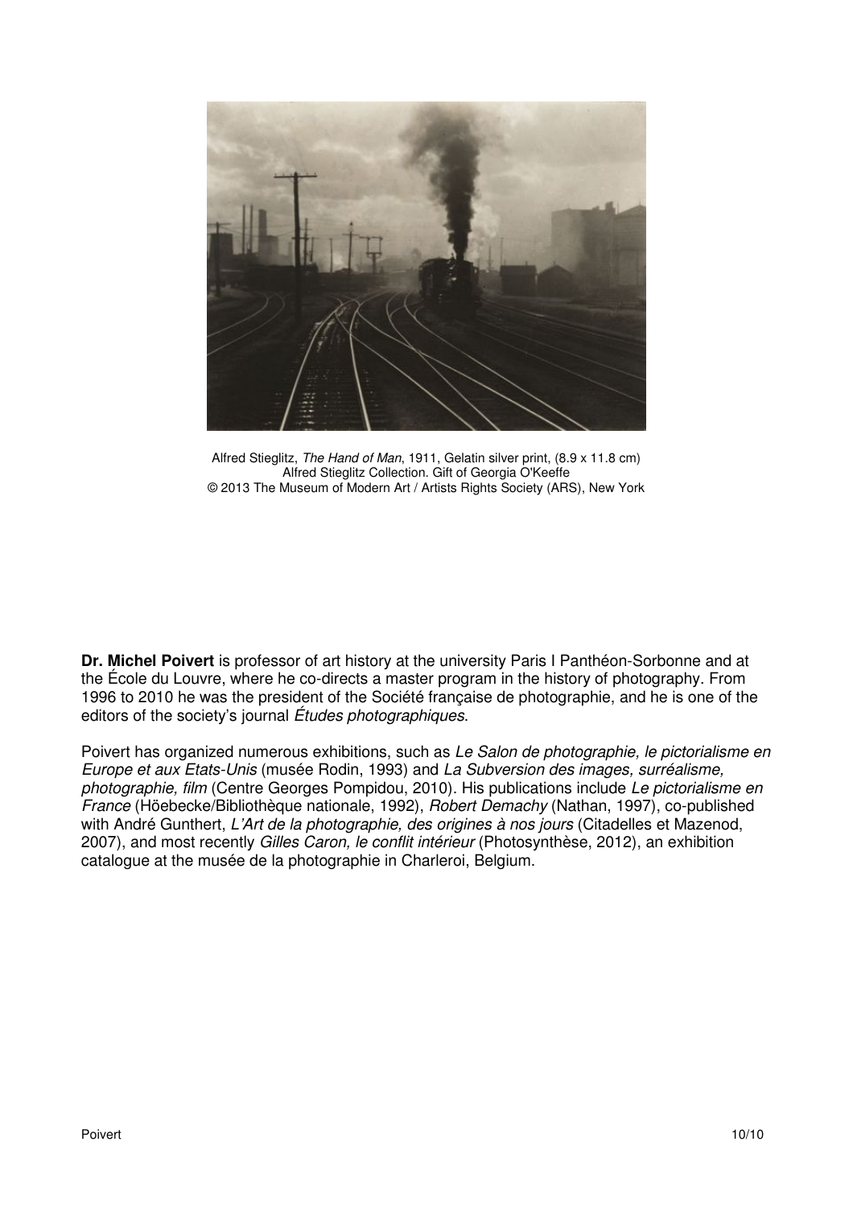Alfred Stieglitz, *The Hand of Man*, 1911, Gelatin silver print, (8.9 x 11.8 cm)
Alfred Stieglitz Collection. Gift of Georgia O'Keeffe
© 2013 The Museum of Modern Art / Artists Rights Society (ARS), New York

**Dr. Michel Poivert** is professor of art history at the university Paris I Panthéon-Sorbonne and at the École du Louvre, where he co-directs a master program in the history of photography. From 1996 to 2010 he was the president of the Société française de photographie, and he is one of the editors of the society's journal *Études photographiques*.

Poivert has organized numerous exhibitions, such as *Le Salon de photographie, le pictorialisme en Europe et aux Etats-Unis* (musée Rodin, 1993) and *La Subversion des images, surréalisme, photographie, film* (Centre Georges Pompidou, 2010). His publications include *Le pictorialisme en France* (Hōebecke/Bibliothèque nationale, 1992), *Robert Demachy* (Nathan, 1997), co-published with André Gunthert, *L'Art de la photographie, des origines à nos jours* (Citadelles et Mazenod, 2007), and most recently *Gilles Caron, le conflit intérieur* (Photosynthèse, 2012), an exhibition catalogue at the musée de la photographie in Charleroi, Belgium.